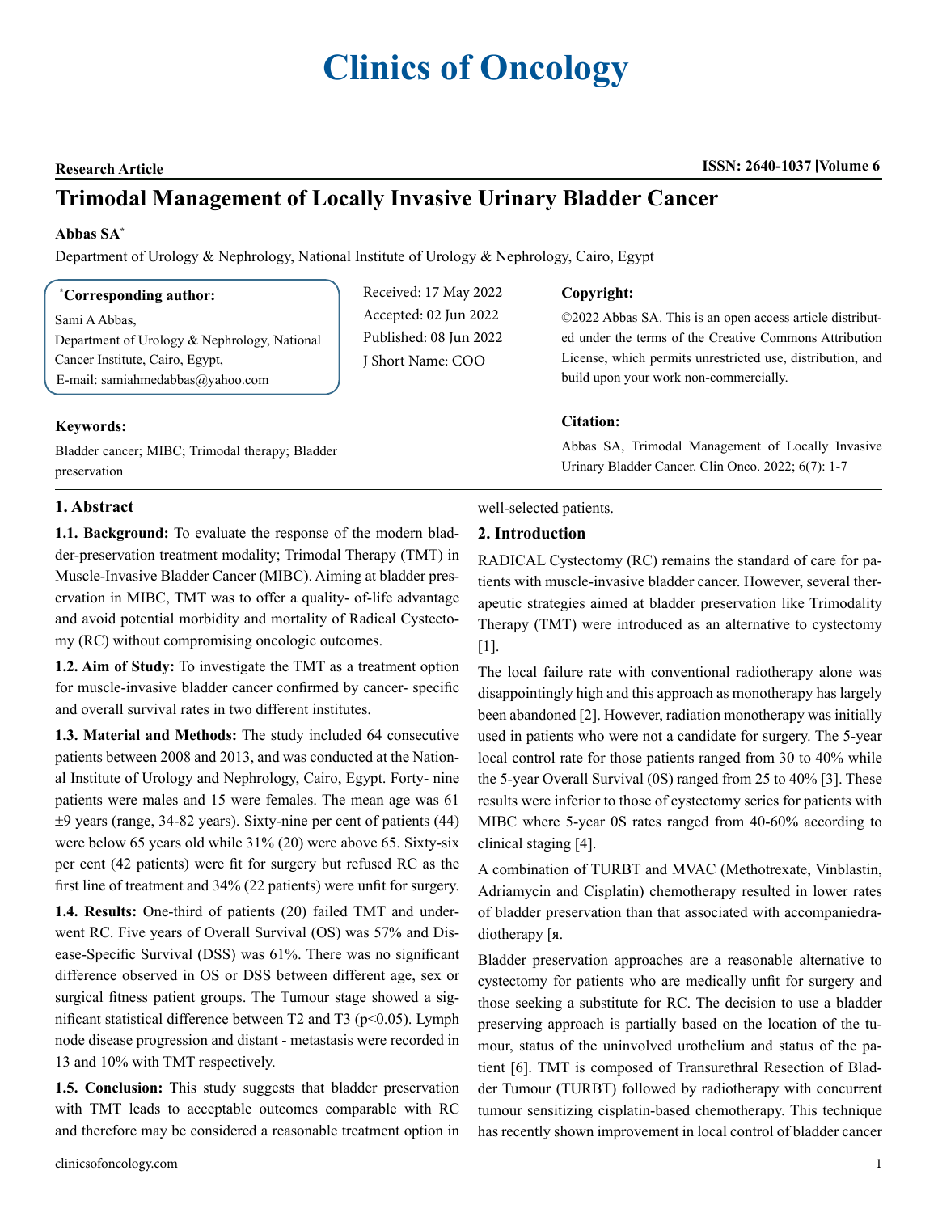# Clinics of Oncology

**Research Article** **ISSN: 2640-1037 |Volume 6**

## Trimodal Management of Locally Invasive Urinary Bladder Cancer

**Abbas SA***

Department of Urology & Nephrology, National Institute of Urology & Nephrology, Cairo, Egypt

**\*Corresponding author:**

Sami A Abbas,
Department of Urology & Nephrology, National Cancer Institute, Cairo, Egypt,
E-mail: samiahmedabbas@yahoo.com

Received: 17 May 2022
Accepted: 02 Jun 2022
Published: 08 Jun 2022
J Short Name: COO

**Copyright:**

©2022 Abbas SA. This is an open access article distributed under the terms of the Creative Commons Attribution License, which permits unrestricted use, distribution, and build upon your work non-commercially.

**Keywords:**

Bladder cancer; MIBC; Trimodal therapy; Bladder preservation

**Citation:**

Abbas SA, Trimodal Management of Locally Invasive Urinary Bladder Cancer. Clin Onco. 2022; 6(7): 1-7

## 1. Abstract

**1.1. Background:** To evaluate the response of the modern bladder-preservation treatment modality; Trimodal Therapy (TMT) in Muscle-Invasive Bladder Cancer (MIBC). Aiming at bladder preservation in MIBC, TMT was to offer a quality- of-life advantage and avoid potential morbidity and mortality of Radical Cystectomy (RC) without compromising oncologic outcomes.

**1.2. Aim of Study:** To investigate the TMT as a treatment option for muscle-invasive bladder cancer confirmed by cancer- specific and overall survival rates in two different institutes.

**1.3. Material and Methods:** The study included 64 consecutive patients between 2008 and 2013, and was conducted at the National Institute of Urology and Nephrology, Cairo, Egypt. Forty- nine patients were males and 15 were females. The mean age was 61 ±9 years (range, 34-82 years). Sixty-nine per cent of patients (44) were below 65 years old while 31% (20) were above 65. Sixty-six per cent (42 patients) were fit for surgery but refused RC as the first line of treatment and 34% (22 patients) were unfit for surgery.

**1.4. Results:** One-third of patients (20) failed TMT and underwent RC. Five years of Overall Survival (OS) was 57% and Disease-Specific Survival (DSS) was 61%. There was no significant difference observed in OS or DSS between different age, sex or surgical fitness patient groups. The Tumour stage showed a significant statistical difference between T2 and T3 ($p<0.05$). Lymph node disease progression and distant - metastasis were recorded in 13 and 10% with TMT respectively.

**1.5. Conclusion:** This study suggests that bladder preservation with TMT leads to acceptable outcomes comparable with RC and therefore may be considered a reasonable treatment option in well-selected patients.

## 2. Introduction

RADICAL Cystectomy (RC) remains the standard of care for patients with muscle-invasive bladder cancer. However, several therapeutic strategies aimed at bladder preservation like Trimodality Therapy (TMT) were introduced as an alternative to cystectomy [1].

The local failure rate with conventional radiotherapy alone was disappointingly high and this approach as monotherapy has largely been abandoned [2]. However, radiation monotherapy was initially used in patients who were not a candidate for surgery. The 5-year local control rate for those patients ranged from 30 to 40% while the 5-year Overall Survival (0S) ranged from 25 to 40% [3]. These results were inferior to those of cystectomy series for patients with MIBC where 5-year 0S rates ranged from 40-60% according to clinical staging [4].

A combination of TURBT and MVAC (Methotrexate, Vinblastin, Adriamycin and Cisplatin) chemotherapy resulted in lower rates of bladder preservation than that associated with accompaniedradiotherapy [я.

Bladder preservation approaches are a reasonable alternative to cystectomy for patients who are medically unfit for surgery and those seeking a substitute for RC. The decision to use a bladder preserving approach is partially based on the location of the tumour, status of the uninvolved urothelium and status of the patient [6]. TMT is composed of Transurethral Resection of Bladder Tumour (TURBT) followed by radiotherapy with concurrent tumour sensitizing cisplatin-based chemotherapy. This technique has recently shown improvement in local control of bladder cancer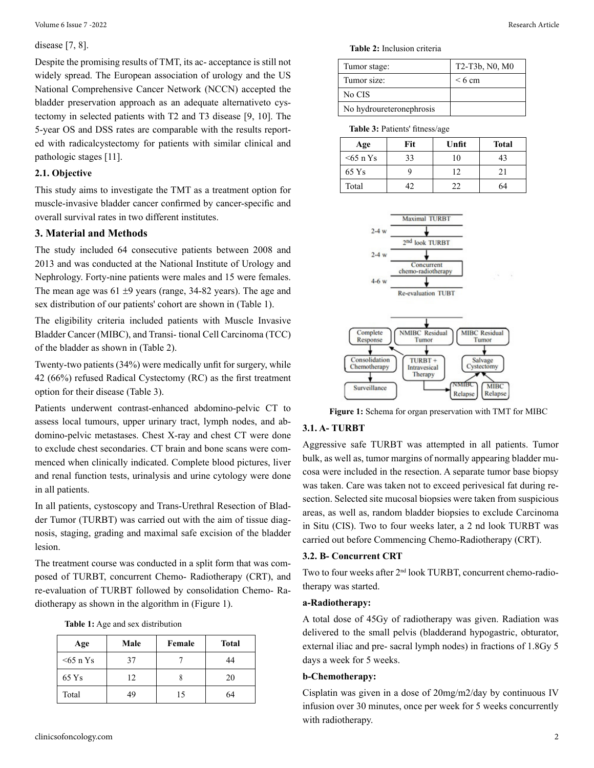disease [7, 8].

Despite the promising results of TMT, its ac- acceptance is still not widely spread. The European association of urology and the US National Comprehensive Cancer Network (NCCN) accepted the bladder preservation approach as an adequate alternativeto cystectomy in selected patients with T2 and T3 disease [9, 10]. The 5-year OS and DSS rates are comparable with the results reported with radicalcystectomy for patients with similar clinical and pathologic stages [11].

### 2.1. Objective

This study aims to investigate the TMT as a treatment option for muscle-invasive bladder cancer confirmed by cancer-specific and overall survival rates in two different institutes.

## 3. Material and Methods

The study included 64 consecutive patients between 2008 and 2013 and was conducted at the National Institute of Urology and Nephrology. Forty-nine patients were males and 15 were females. The mean age was 61 ±9 years (range, 34-82 years). The age and sex distribution of our patients' cohort are shown in (Table 1).

The eligibility criteria included patients with Muscle Invasive Bladder Cancer (MIBC), and Transi- tional Cell Carcinoma (TCC) of the bladder as shown in (Table 2).

Twenty-two patients (34%) were medically unfit for surgery, while 42 (66%) refused Radical Cystectomy (RC) as the first treatment option for their disease (Table 3).

Patients underwent contrast-enhanced abdomino-pelvic CT to assess local tumours, upper urinary tract, lymph nodes, and abdomino-pelvic metastases. Chest X-ray and chest CT were done to exclude chest secondaries. CT brain and bone scans were commenced when clinically indicated. Complete blood pictures, liver and renal function tests, urinalysis and urine cytology were done in all patients.

In all patients, cystoscopy and Trans-Urethral Resection of Bladder Tumor (TURBT) was carried out with the aim of tissue diagnosis, staging, grading and maximal safe excision of the bladder lesion.

The treatment course was conducted in a split form that was composed of TURBT, concurrent Chemo- Radiotherapy (CRT), and re-evaluation of TURBT followed by consolidation Chemo- Radiotherapy as shown in the algorithm in (Figure 1).

**Table 1:** Age and sex distribution

| Age | Male | Female | Total |
|---|---|---|---|
| <65 n Ys | 37 | 7 | 44 |
| 65 Ys | 12 | 8 | 20 |
| Total | 49 | 15 | 64 |

**Table 2:** Inclusion criteria

| Tumor stage: | T2-T3b, N0, M0 |
|---|---|
| Tumor size: | < 6 cm |
| No CIS | |
| No hydroureteronephrosis | |

**Table 3:** Patients' fitness/age

| Age | Fit | Unfit | Total |
|---|---|---|---|
| <65 n Ys | 33 | 10 | 43 |
| 65 Ys | 9 | 12 | 21 |
| Total | 42 | 22 | 64 |

Maximal TURBT → (2-4 w) → 2[nd] look TURBT → (2-4 w) → Concurrent chemo-radiotherapy → (4-6 w) → Re-evaluation TUBT

Complete Response → Consolidation Chemotherapy → Surveillance

NMIBC Residual Tumor → TURBT + Intravesical Therapy

MIBC Residual Tumor → Salvage Cystectomy

NMIBC Relapse; MIBC Relapse

**Figure 1:** Schema for organ preservation with TMT for MIBC

### 3.1. A- TURBT

Aggressive safe TURBT was attempted in all patients. Tumor bulk, as well as, tumor margins of normally appearing bladder mucosa were included in the resection. A separate tumor base biopsy was taken. Care was taken not to exceed perivesical fat during resection. Selected site mucosal biopsies were taken from suspicious areas, as well as, random bladder biopsies to exclude Carcinoma in Situ (CIS). Two to four weeks later, a 2 nd look TURBT was carried out before Commencing Chemo-Radiotherapy (CRT).

### 3.2. B- Concurrent CRT

Two to four weeks after 2[nd] look TURBT, concurrent chemo-radiotherapy was started.

**a-Radiotherapy:**

A total dose of 45Gy of radiotherapy was given. Radiation was delivered to the small pelvis (bladderand hypogastric, obturator, external iliac and pre- sacral lymph nodes) in fractions of 1.8Gy 5 days a week for 5 weeks.

**b-Chemotherapy:**

Cisplatin was given in a dose of 20mg/m2/day by continuous IV infusion over 30 minutes, once per week for 5 weeks concurrently with radiotherapy.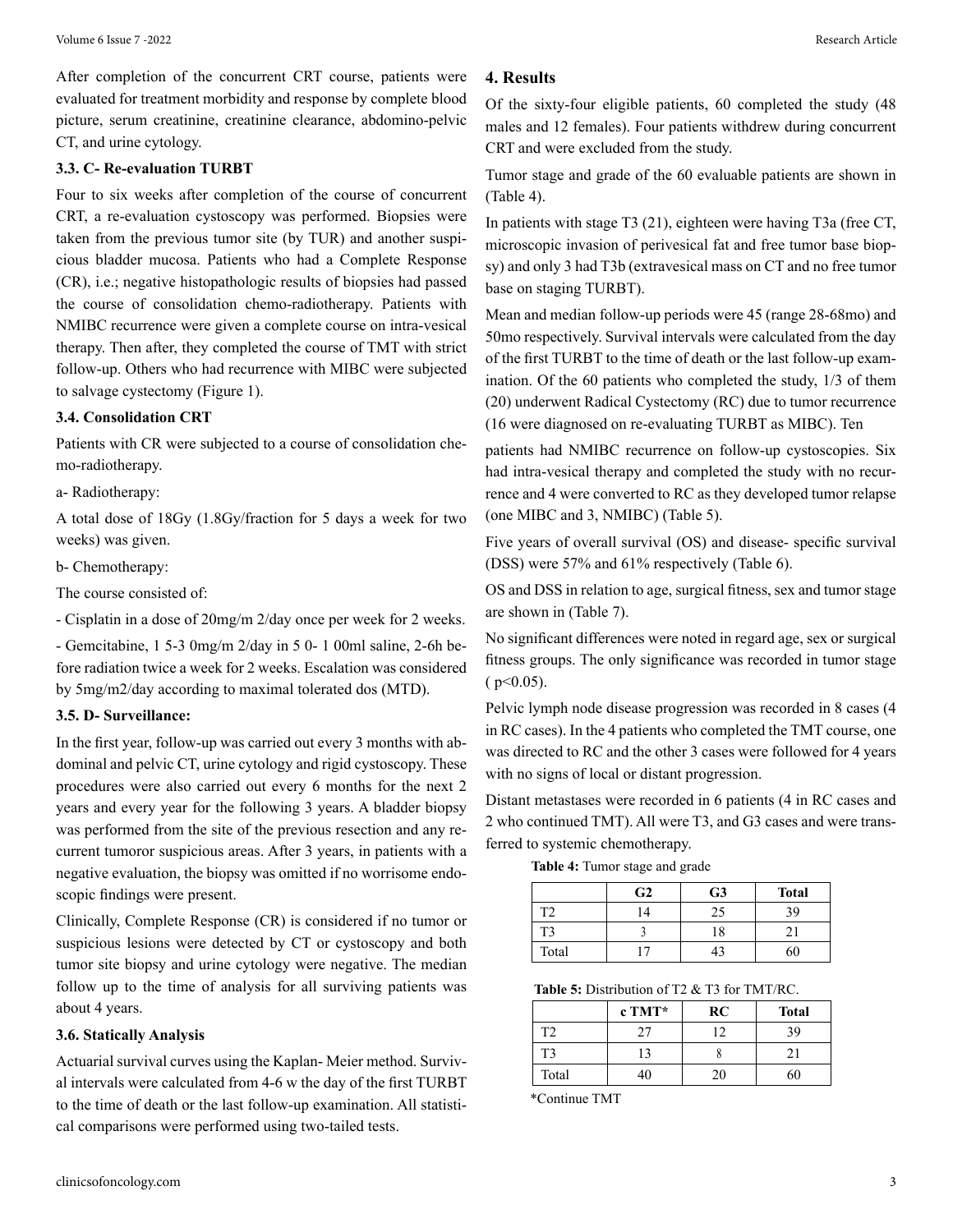After completion of the concurrent CRT course, patients were evaluated for treatment morbidity and response by complete blood picture, serum creatinine, creatinine clearance, abdomino-pelvic CT, and urine cytology.

### 3.3. C- Re-evaluation TURBT

Four to six weeks after completion of the course of concurrent CRT, a re-evaluation cystoscopy was performed. Biopsies were taken from the previous tumor site (by TUR) and another suspicious bladder mucosa. Patients who had a Complete Response (CR), i.e.; negative histopathologic results of biopsies had passed the course of consolidation chemo-radiotherapy. Patients with NMIBC recurrence were given a complete course on intra-vesical therapy. Then after, they completed the course of TMT with strict follow-up. Others who had recurrence with MIBC were subjected to salvage cystectomy (Figure 1).

### 3.4. Consolidation CRT

Patients with CR were subjected to a course of consolidation chemo-radiotherapy.

a- Radiotherapy:

A total dose of 18Gy (1.8Gy/fraction for 5 days a week for two weeks) was given.

b- Chemotherapy:

The course consisted of:

- Cisplatin in a dose of 20mg/m 2/day once per week for 2 weeks.

- Gemcitabine, 1 5-3 0mg/m 2/day in 5 0- 1 00ml saline, 2-6h before radiation twice a week for 2 weeks. Escalation was considered by 5mg/m2/day according to maximal tolerated dos (MTD).

### 3.5. D- Surveillance:

In the first year, follow-up was carried out every 3 months with abdominal and pelvic CT, urine cytology and rigid cystoscopy. These procedures were also carried out every 6 months for the next 2 years and every year for the following 3 years. A bladder biopsy was performed from the site of the previous resection and any recurrent tumoror suspicious areas. After 3 years, in patients with a negative evaluation, the biopsy was omitted if no worrisome endoscopic findings were present.

Clinically, Complete Response (CR) is considered if no tumor or suspicious lesions were detected by CT or cystoscopy and both tumor site biopsy and urine cytology were negative. The median follow up to the time of analysis for all surviving patients was about 4 years.

### 3.6. Statically Analysis

Actuarial survival curves using the Kaplan- Meier method. Survival intervals were calculated from 4-6 w the day of the first TURBT to the time of death or the last follow-up examination. All statistical comparisons were performed using two-tailed tests.

## 4. Results

Of the sixty-four eligible patients, 60 completed the study (48 males and 12 females). Four patients withdrew during concurrent CRT and were excluded from the study.

Tumor stage and grade of the 60 evaluable patients are shown in (Table 4).

In patients with stage T3 (21), eighteen were having T3a (free CT, microscopic invasion of perivesical fat and free tumor base biopsy) and only 3 had T3b (extravesical mass on CT and no free tumor base on staging TURBT).

Mean and median follow-up periods were 45 (range 28-68mo) and 50mo respectively. Survival intervals were calculated from the day of the first TURBT to the time of death or the last follow-up examination. Of the 60 patients who completed the study, 1/3 of them (20) underwent Radical Cystectomy (RC) due to tumor recurrence (16 were diagnosed on re-evaluating TURBT as MIBC). Ten patients had NMIBC recurrence on follow-up cystoscopies. Six had intra-vesical therapy and completed the study with no recurrence and 4 were converted to RC as they developed tumor relapse (one MIBC and 3, NMIBC) (Table 5).

Five years of overall survival (OS) and disease- specific survival (DSS) were 57% and 61% respectively (Table 6).

OS and DSS in relation to age, surgical fitness, sex and tumor stage are shown in (Table 7).

No significant differences were noted in regard age, sex or surgical fitness groups. The only significance was recorded in tumor stage ( $p<0.05$).

Pelvic lymph node disease progression was recorded in 8 cases (4 in RC cases). In the 4 patients who completed the TMT course, one was directed to RC and the other 3 cases were followed for 4 years with no signs of local or distant progression.

Distant metastases were recorded in 6 patients (4 in RC cases and 2 who continued TMT). All were T3, and G3 cases and were transferred to systemic chemotherapy.

**Table 4:** Tumor stage and grade

| | G2 | G3 | Total |
|---|---|---|---|
| T2 | 14 | 25 | 39 |
| T3 | 3 | 18 | 21 |
| Total | 17 | 43 | 60 |

**Table 5:** Distribution of T2 & T3 for TMT/RC.

| | c TMT* | RC | Total |
|---|---|---|---|
| T2 | 27 | 12 | 39 |
| T3 | 13 | 8 | 21 |
| Total | 40 | 20 | 60 |

*Continue TMT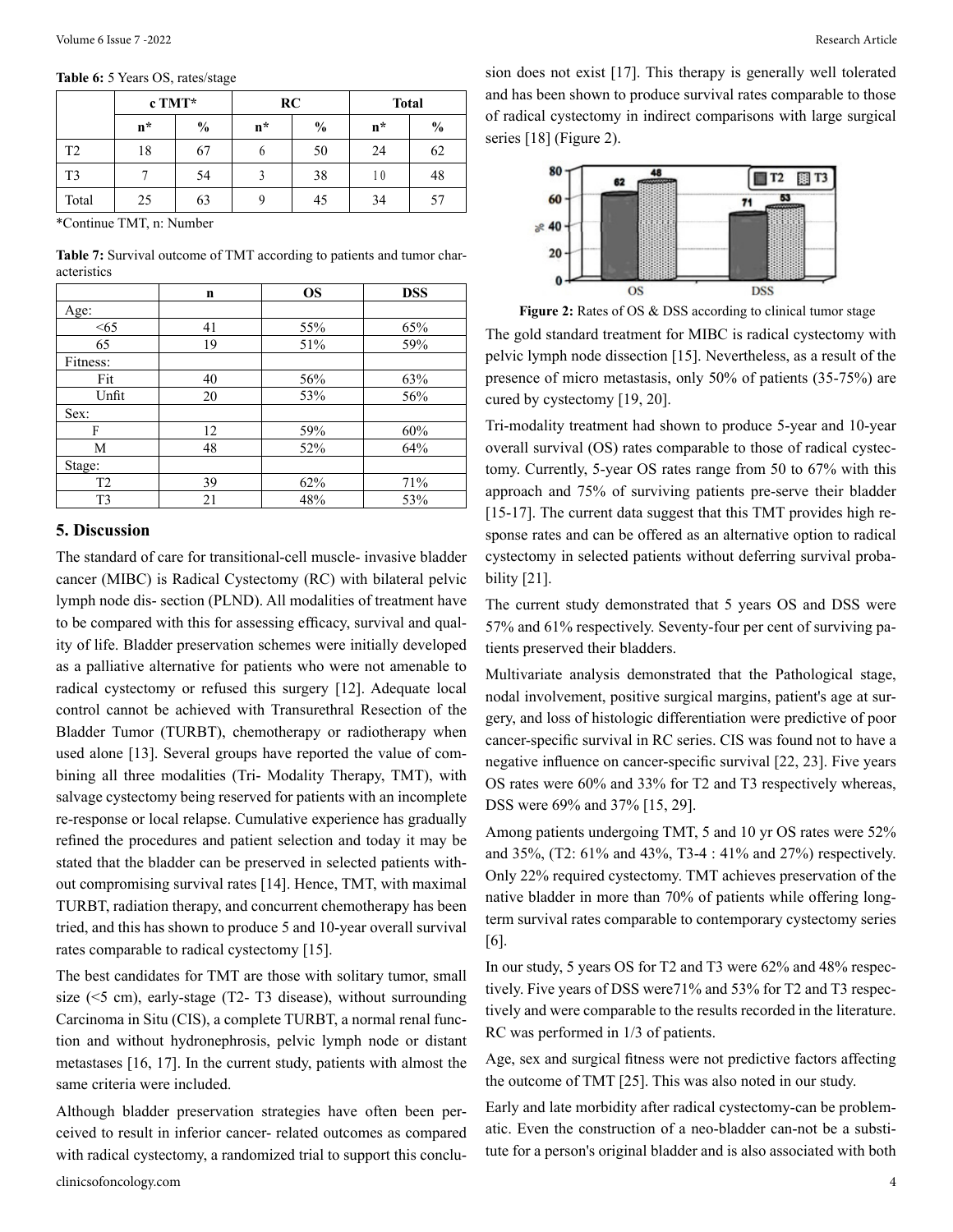**Table 6:** 5 Years OS, rates/stage

| | c TMT* | | RC | | Total | |
|---|---|---|---|---|---|---|
| | n* | % | n* | % | n* | % |
| T2 | 18 | 67 | 6 | 50 | 24 | 62 |
| T3 | 7 | 54 | 3 | 38 | 10 | 48 |
| Total | 25 | 63 | 9 | 45 | 34 | 57 |

*Continue TMT, n: Number

**Table 7:** Survival outcome of TMT according to patients and tumor characteristics

| | n | OS | DSS |
|---|---|---|---|
| Age: | | | |
| <65 | 41 | 55% | 65% |
| 65 | 19 | 51% | 59% |
| Fitness: | | | |
| Fit | 40 | 56% | 63% |
| Unfit | 20 | 53% | 56% |
| Sex: | | | |
| F | 12 | 59% | 60% |
| M | 48 | 52% | 64% |
| Stage: | | | |
| T2 | 39 | 62% | 71% |
| T3 | 21 | 48% | 53% |

## 5. Discussion

The standard of care for transitional-cell muscle- invasive bladder cancer (MIBC) is Radical Cystectomy (RC) with bilateral pelvic lymph node dis- section (PLND). All modalities of treatment have to be compared with this for assessing efficacy, survival and quality of life. Bladder preservation schemes were initially developed as a palliative alternative for patients who were not amenable to radical cystectomy or refused this surgery [12]. Adequate local control cannot be achieved with Transurethral Resection of the Bladder Tumor (TURBT), chemotherapy or radiotherapy when used alone [13]. Several groups have reported the value of combining all three modalities (Tri- Modality Therapy, TMT), with salvage cystectomy being reserved for patients with an incomplete re-response or local relapse. Cumulative experience has gradually refined the procedures and patient selection and today it may be stated that the bladder can be preserved in selected patients without compromising survival rates [14]. Hence, TMT, with maximal TURBT, radiation therapy, and concurrent chemotherapy has been tried, and this has shown to produce 5 and 10-year overall survival rates comparable to radical cystectomy [15].

The best candidates for TMT are those with solitary tumor, small size (<5 cm), early-stage (T2- T3 disease), without surrounding Carcinoma in Situ (CIS), a complete TURBT, a normal renal function and without hydronephrosis, pelvic lymph node or distant metastases [16, 17]. In the current study, patients with almost the same criteria were included.

Although bladder preservation strategies have often been perceived to result in inferior cancer- related outcomes as compared with radical cystectomy, a randomized trial to support this conclusion does not exist [17]. This therapy is generally well tolerated and has been shown to produce survival rates comparable to those of radical cystectomy in indirect comparisons with large surgical series [18] (Figure 2).

**Figure 2:** Rates of OS & DSS according to clinical tumor stage

The gold standard treatment for MIBC is radical cystectomy with pelvic lymph node dissection [15]. Nevertheless, as a result of the presence of micro metastasis, only 50% of patients (35-75%) are cured by cystectomy [19, 20].

Tri-modality treatment had shown to produce 5-year and 10-year overall survival (OS) rates comparable to those of radical cystectomy. Currently, 5-year OS rates range from 50 to 67% with this approach and 75% of surviving patients pre-serve their bladder [15-17]. The current data suggest that this TMT provides high response rates and can be offered as an alternative option to radical cystectomy in selected patients without deferring survival probability [21].

The current study demonstrated that 5 years OS and DSS were 57% and 61% respectively. Seventy-four per cent of surviving patients preserved their bladders.

Multivariate analysis demonstrated that the Pathological stage, nodal involvement, positive surgical margins, patient's age at surgery, and loss of histologic differentiation were predictive of poor cancer-specific survival in RC series. CIS was found not to have a negative influence on cancer-specific survival [22, 23]. Five years OS rates were 60% and 33% for T2 and T3 respectively whereas, DSS were 69% and 37% [15, 29].

Among patients undergoing TMT, 5 and 10 yr OS rates were 52% and 35%, (T2: 61% and 43%, T3-4 : 41% and 27%) respectively. Only 22% required cystectomy. TMT achieves preservation of the native bladder in more than 70% of patients while offering long-term survival rates comparable to contemporary cystectomy series [6].

In our study, 5 years OS for T2 and T3 were 62% and 48% respectively. Five years of DSS were71% and 53% for T2 and T3 respectively and were comparable to the results recorded in the literature. RC was performed in 1/3 of patients.

Age, sex and surgical fitness were not predictive factors affecting the outcome of TMT [25]. This was also noted in our study.

Early and late morbidity after radical cystectomy-can be problematic. Even the construction of a neo-bladder can-not be a substitute for a person's original bladder and is also associated with both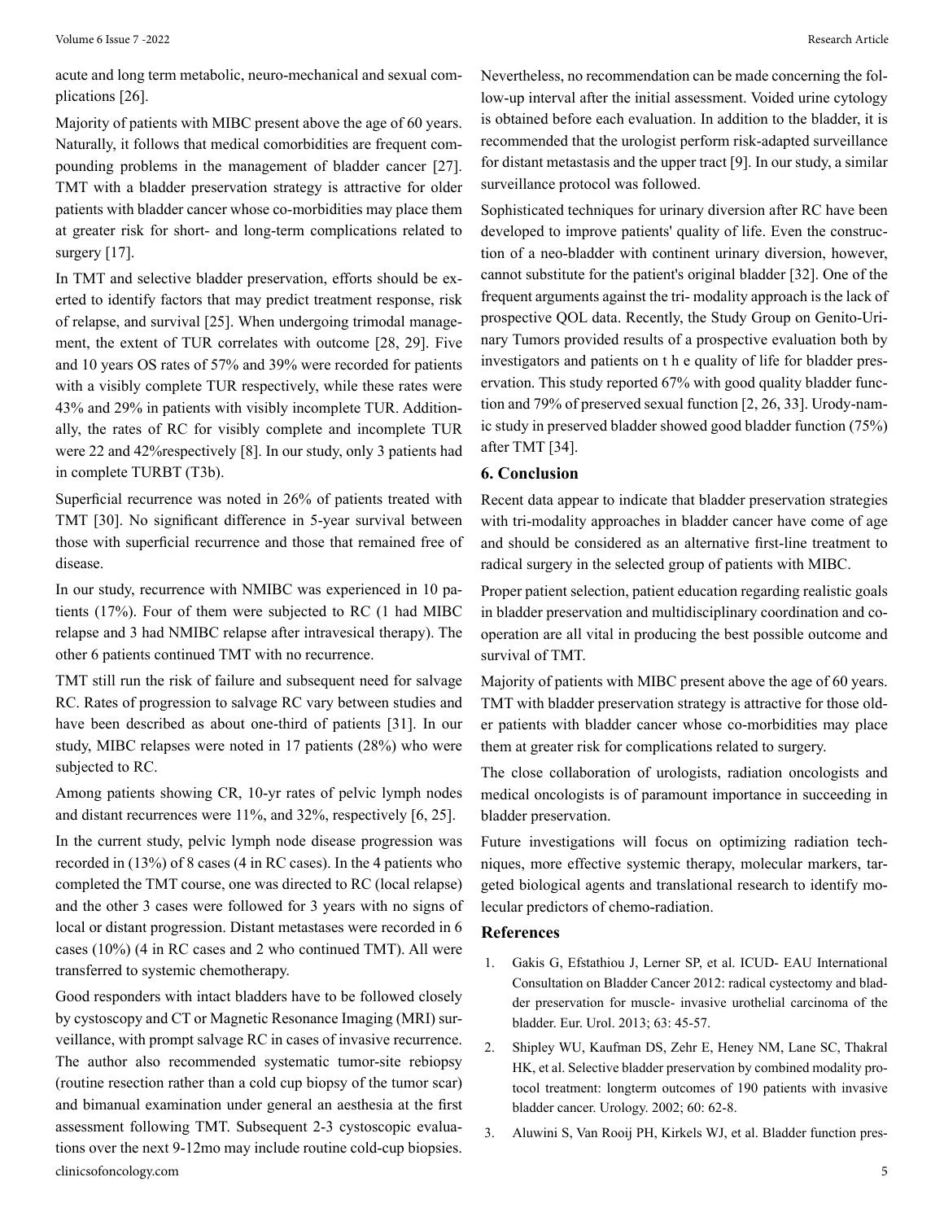acute and long term metabolic, neuro-mechanical and sexual complications [26].

Majority of patients with MIBC present above the age of 60 years. Naturally, it follows that medical comorbidities are frequent compounding problems in the management of bladder cancer [27]. TMT with a bladder preservation strategy is attractive for older patients with bladder cancer whose co-morbidities may place them at greater risk for short- and long-term complications related to surgery [17].

In TMT and selective bladder preservation, efforts should be exerted to identify factors that may predict treatment response, risk of relapse, and survival [25]. When undergoing trimodal management, the extent of TUR correlates with outcome [28, 29]. Five and 10 years OS rates of 57% and 39% were recorded for patients with a visibly complete TUR respectively, while these rates were 43% and 29% in patients with visibly incomplete TUR. Additionally, the rates of RC for visibly complete and incomplete TUR were 22 and 42%respectively [8]. In our study, only 3 patients had in complete TURBT (T3b).

Superficial recurrence was noted in 26% of patients treated with TMT [30]. No significant difference in 5-year survival between those with superficial recurrence and those that remained free of disease.

In our study, recurrence with NMIBC was experienced in 10 patients (17%). Four of them were subjected to RC (1 had MIBC relapse and 3 had NMIBC relapse after intravesical therapy). The other 6 patients continued TMT with no recurrence.

TMT still run the risk of failure and subsequent need for salvage RC. Rates of progression to salvage RC vary between studies and have been described as about one-third of patients [31]. In our study, MIBC relapses were noted in 17 patients (28%) who were subjected to RC.

Among patients showing CR, 10-yr rates of pelvic lymph nodes and distant recurrences were 11%, and 32%, respectively [6, 25].

In the current study, pelvic lymph node disease progression was recorded in (13%) of 8 cases (4 in RC cases). In the 4 patients who completed the TMT course, one was directed to RC (local relapse) and the other 3 cases were followed for 3 years with no signs of local or distant progression. Distant metastases were recorded in 6 cases (10%) (4 in RC cases and 2 who continued TMT). All were transferred to systemic chemotherapy.

Good responders with intact bladders have to be followed closely by cystoscopy and CT or Magnetic Resonance Imaging (MRI) surveillance, with prompt salvage RC in cases of invasive recurrence. The author also recommended systematic tumor-site rebiopsy (routine resection rather than a cold cup biopsy of the tumor scar) and bimanual examination under general an aesthesia at the first assessment following TMT. Subsequent 2-3 cystoscopic evaluations over the next 9-12mo may include routine cold-cup biopsies. Nevertheless, no recommendation can be made concerning the follow-up interval after the initial assessment. Voided urine cytology is obtained before each evaluation. In addition to the bladder, it is recommended that the urologist perform risk-adapted surveillance for distant metastasis and the upper tract [9]. In our study, a similar surveillance protocol was followed.

Sophisticated techniques for urinary diversion after RC have been developed to improve patients' quality of life. Even the construction of a neo-bladder with continent urinary diversion, however, cannot substitute for the patient's original bladder [32]. One of the frequent arguments against the tri- modality approach is the lack of prospective QOL data. Recently, the Study Group on Genito-Urinary Tumors provided results of a prospective evaluation both by investigators and patients on t h e quality of life for bladder preservation. This study reported 67% with good quality bladder function and 79% of preserved sexual function [2, 26, 33]. Urody-namic study in preserved bladder showed good bladder function (75%) after TMT [34].

## 6. Conclusion

Recent data appear to indicate that bladder preservation strategies with tri-modality approaches in bladder cancer have come of age and should be considered as an alternative first-line treatment to radical surgery in the selected group of patients with MIBC.

Proper patient selection, patient education regarding realistic goals in bladder preservation and multidisciplinary coordination and cooperation are all vital in producing the best possible outcome and survival of TMT.

Majority of patients with MIBC present above the age of 60 years. TMT with bladder preservation strategy is attractive for those older patients with bladder cancer whose co-morbidities may place them at greater risk for complications related to surgery.

The close collaboration of urologists, radiation oncologists and medical oncologists is of paramount importance in succeeding in bladder preservation.

Future investigations will focus on optimizing radiation techniques, more effective systemic therapy, molecular markers, targeted biological agents and translational research to identify molecular predictors of chemo-radiation.

## References

1. Gakis G, Efstathiou J, Lerner SP, et al. ICUD- EAU International Consultation on Bladder Cancer 2012: radical cystectomy and bladder preservation for muscle- invasive urothelial carcinoma of the bladder. Eur. Urol. 2013; 63: 45-57.
2. Shipley WU, Kaufman DS, Zehr E, Heney NM, Lane SC, Thakral HK, et al. Selective bladder preservation by combined modality protocol treatment: longterm outcomes of 190 patients with invasive bladder cancer. Urology. 2002; 60: 62-8.
3. Aluwini S, Van Rooij PH, Kirkels WJ, et al. Bladder function pres-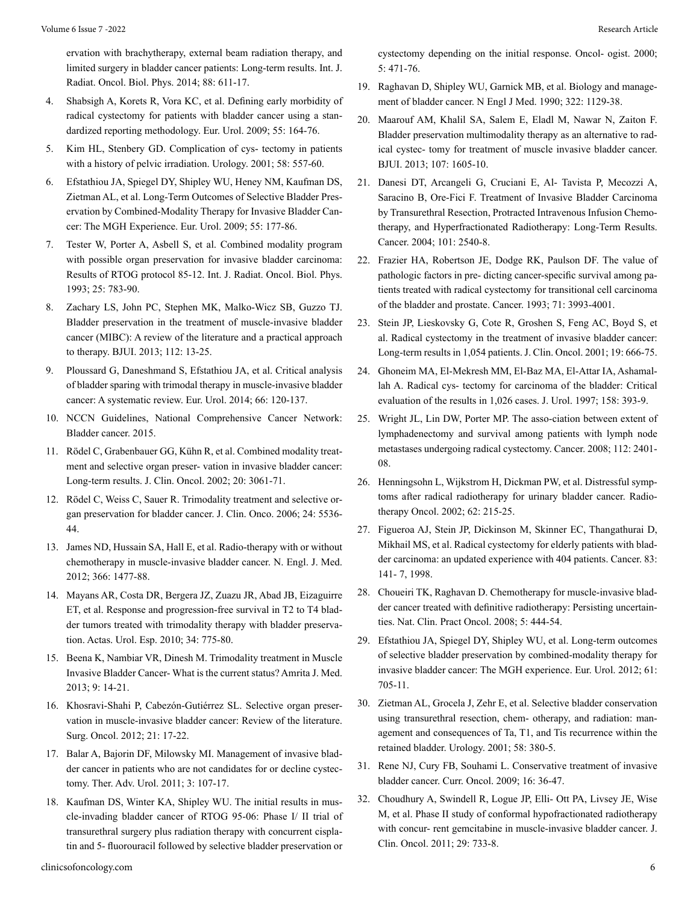ervation with brachytherapy, external beam radiation therapy, and limited surgery in bladder cancer patients: Long-term results. Int. J. Radiat. Oncol. Biol. Phys. 2014; 88: 611-17.

4. Shabsigh A, Korets R, Vora KC, et al. Defining early morbidity of radical cystectomy for patients with bladder cancer using a standardized reporting methodology. Eur. Urol. 2009; 55: 164-76.
5. Kim HL, Stenbery GD. Complication of cys- tectomy in patients with a history of pelvic irradiation. Urology. 2001; 58: 557-60.
6. Efstathiou JA, Spiegel DY, Shipley WU, Heney NM, Kaufman DS, Zietman AL, et al. Long-Term Outcomes of Selective Bladder Preservation by Combined-Modality Therapy for Invasive Bladder Cancer: The MGH Experience. Eur. Urol. 2009; 55: 177-86.
7. Tester W, Porter A, Asbell S, et al. Combined modality program with possible organ preservation for invasive bladder carcinoma: Results of RTOG protocol 85-12. Int. J. Radiat. Oncol. Biol. Phys. 1993; 25: 783-90.
8. Zachary LS, John PC, Stephen MK, Malko-Wicz SB, Guzzo TJ. Bladder preservation in the treatment of muscle-invasive bladder cancer (MIBC): A review of the literature and a practical approach to therapy. BJUI. 2013; 112: 13-25.
9. Ploussard G, Daneshmand S, Efstathiou JA, et al. Critical analysis of bladder sparing with trimodal therapy in muscle-invasive bladder cancer: A systematic review. Eur. Urol. 2014; 66: 120-137.
10. NCCN Guidelines, National Comprehensive Cancer Network: Bladder cancer. 2015.
11. Rödel C, Grabenbauer GG, Kühn R, et al. Combined modality treatment and selective organ preser- vation in invasive bladder cancer: Long-term results. J. Clin. Oncol. 2002; 20: 3061-71.
12. Rödel C, Weiss C, Sauer R. Trimodality treatment and selective organ preservation for bladder cancer. J. Clin. Onco. 2006; 24: 5536-44.
13. James ND, Hussain SA, Hall E, et al. Radio-therapy with or without chemotherapy in muscle-invasive bladder cancer. N. Engl. J. Med. 2012; 366: 1477-88.
14. Mayans AR, Costa DR, Bergera JZ, Zuazu JR, Abad JB, Eizaguirre ET, et al. Response and progression-free survival in T2 to T4 bladder tumors treated with trimodality therapy with bladder preservation. Actas. Urol. Esp. 2010; 34: 775-80.
15. Beena K, Nambiar VR, Dinesh M. Trimodality treatment in Muscle Invasive Bladder Cancer- What is the current status? Amrita J. Med. 2013; 9: 14-21.
16. Khosravi-Shahi P, Cabezón-Gutiérrez SL. Selective organ preservation in muscle-invasive bladder cancer: Review of the literature. Surg. Oncol. 2012; 21: 17-22.
17. Balar A, Bajorin DF, Milowsky MI. Management of invasive bladder cancer in patients who are not candidates for or decline cystectomy. Ther. Adv. Urol. 2011; 3: 107-17.
18. Kaufman DS, Winter KA, Shipley WU. The initial results in muscle-invading bladder cancer of RTOG 95-06: Phase I/ II trial of transurethral surgery plus radiation therapy with concurrent cisplatin and 5- fluorouracil followed by selective bladder preservation or cystectomy depending on the initial response. Oncol- ogist. 2000; 5: 471-76.
19. Raghavan D, Shipley WU, Garnick MB, et al. Biology and management of bladder cancer. N Engl J Med. 1990; 322: 1129-38.
20. Maarouf AM, Khalil SA, Salem E, Eladl M, Nawar N, Zaiton F. Bladder preservation multimodality therapy as an alternative to radical cystec- tomy for treatment of muscle invasive bladder cancer. BJUI. 2013; 107: 1605-10.
21. Danesi DT, Arcangeli G, Cruciani E, Al- Tavista P, Mecozzi A, Saracino B, Ore-Fici F. Treatment of Invasive Bladder Carcinoma by Transurethral Resection, Protracted Intravenous Infusion Chemotherapy, and Hyperfractionated Radiotherapy: Long-Term Results. Cancer. 2004; 101: 2540-8.
22. Frazier HA, Robertson JE, Dodge RK, Paulson DF. The value of pathologic factors in pre- dicting cancer-specific survival among patients treated with radical cystectomy for transitional cell carcinoma of the bladder and prostate. Cancer. 1993; 71: 3993-4001.
23. Stein JP, Lieskovsky G, Cote R, Groshen S, Feng AC, Boyd S, et al. Radical cystectomy in the treatment of invasive bladder cancer: Long-term results in 1,054 patients. J. Clin. Oncol. 2001; 19: 666-75.
24. Ghoneim MA, El-Mekresh MM, El-Baz MA, El-Attar IA, Ashamallah A. Radical cys- tectomy for carcinoma of the bladder: Critical evaluation of the results in 1,026 cases. J. Urol. 1997; 158: 393-9.
25. Wright JL, Lin DW, Porter MP. The asso-ciation between extent of lymphadenectomy and survival among patients with lymph node metastases undergoing radical cystectomy. Cancer. 2008; 112: 2401-08.
26. Henningsohn L, Wijkstrom H, Dickman PW, et al. Distressful symptoms after radical radiotherapy for urinary bladder cancer. Radiotherapy Oncol. 2002; 62: 215-25.
27. Figueroa AJ, Stein JP, Dickinson M, Skinner EC, Thangathurai D, Mikhail MS, et al. Radical cystectomy for elderly patients with bladder carcinoma: an updated experience with 404 patients. Cancer. 83: 141- 7, 1998.
28. Choueiri TK, Raghavan D. Chemotherapy for muscle-invasive bladder cancer treated with definitive radiotherapy: Persisting uncertainties. Nat. Clin. Pract Oncol. 2008; 5: 444-54.
29. Efstathiou JA, Spiegel DY, Shipley WU, et al. Long-term outcomes of selective bladder preservation by combined-modality therapy for invasive bladder cancer: The MGH experience. Eur. Urol. 2012; 61: 705-11.
30. Zietman AL, Grocela J, Zehr E, et al. Selective bladder conservation using transurethral resection, chem- otherapy, and radiation: management and consequences of Ta, T1, and Tis recurrence within the retained bladder. Urology. 2001; 58: 380-5.
31. Rene NJ, Cury FB, Souhami L. Conservative treatment of invasive bladder cancer. Curr. Oncol. 2009; 16: 36-47.
32. Choudhury A, Swindell R, Logue JP, Elli- Ott PA, Livsey JE, Wise M, et al. Phase II study of conformal hypofractionated radiotherapy with concur- rent gemcitabine in muscle-invasive bladder cancer. J. Clin. Oncol. 2011; 29: 733-8.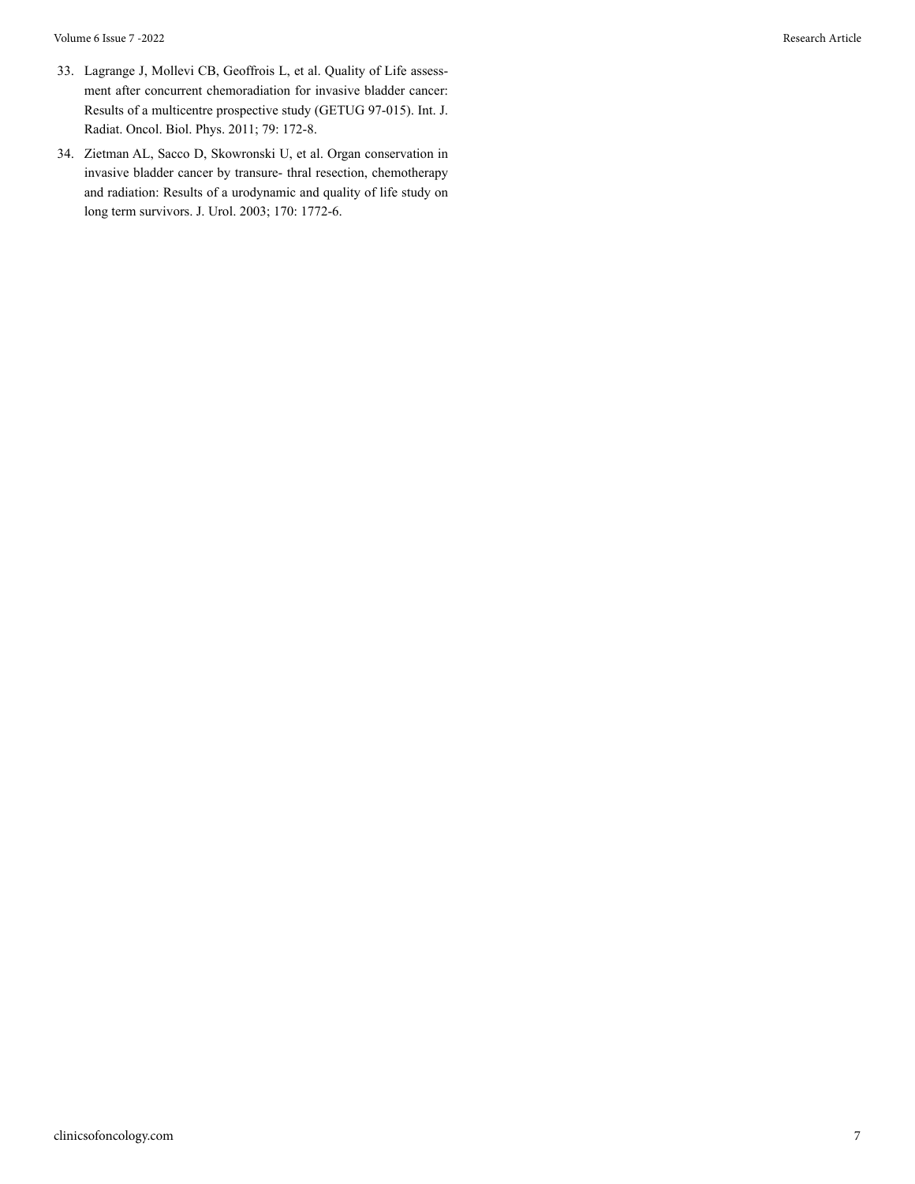33. Lagrange J, Mollevi CB, Geoffrois L, et al. Quality of Life assessment after concurrent chemoradiation for invasive bladder cancer: Results of a multicentre prospective study (GETUG 97-015). Int. J. Radiat. Oncol. Biol. Phys. 2011; 79: 172-8.
34. Zietman AL, Sacco D, Skowronski U, et al. Organ conservation in invasive bladder cancer by transure- thral resection, chemotherapy and radiation: Results of a urodynamic and quality of life study on long term survivors. J. Urol. 2003; 170: 1772-6.